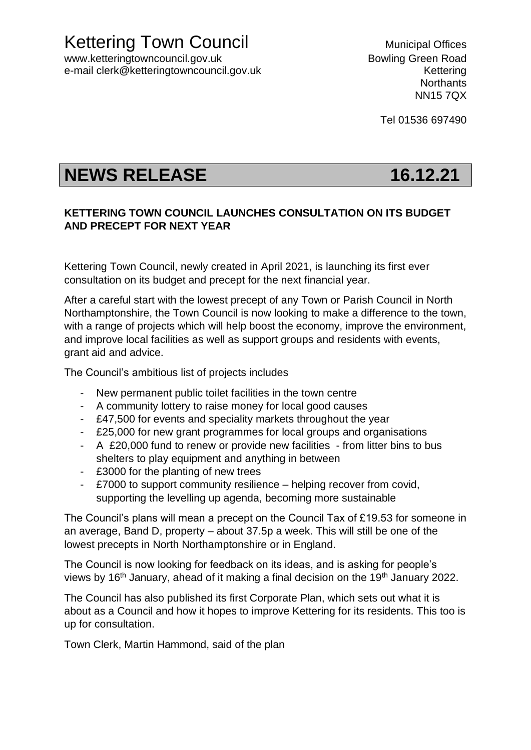# Kettering Town Council

www.ketteringtowncouncil.gov.uk
e-mail clerk@ketteringtowncouncil.gov.uk

Municipal Offices
Bowling Green Road
Kettering
Northants
NN15 7QX

Tel 01536 697490

## NEWS RELEASE 16.12.21

**KETTERING TOWN COUNCIL LAUNCHES CONSULTATION ON ITS BUDGET AND PRECEPT FOR NEXT YEAR**

Kettering Town Council, newly created in April 2021, is launching its first ever consultation on its budget and precept for the next financial year.

After a careful start with the lowest precept of any Town or Parish Council in North Northamptonshire, the Town Council is now looking to make a difference to the town, with a range of projects which will help boost the economy, improve the environment, and improve local facilities as well as support groups and residents with events, grant aid and advice.

The Council's ambitious list of projects includes

- New permanent public toilet facilities in the town centre
- A community lottery to raise money for local good causes
- £47,500 for events and speciality markets throughout the year
- £25,000 for new grant programmes for local groups and organisations
- A £20,000 fund to renew or provide new facilities - from litter bins to bus shelters to play equipment and anything in between
- £3000 for the planting of new trees
- £7000 to support community resilience – helping recover from covid, supporting the levelling up agenda, becoming more sustainable

The Council's plans will mean a precept on the Council Tax of £19.53 for someone in an average, Band D, property – about 37.5p a week. This will still be one of the lowest precepts in North Northamptonshire or in England.

The Council is now looking for feedback on its ideas, and is asking for people's views by 16th January, ahead of it making a final decision on the 19th January 2022.

The Council has also published its first Corporate Plan, which sets out what it is about as a Council and how it hopes to improve Kettering for its residents. This too is up for consultation.

Town Clerk, Martin Hammond, said of the plan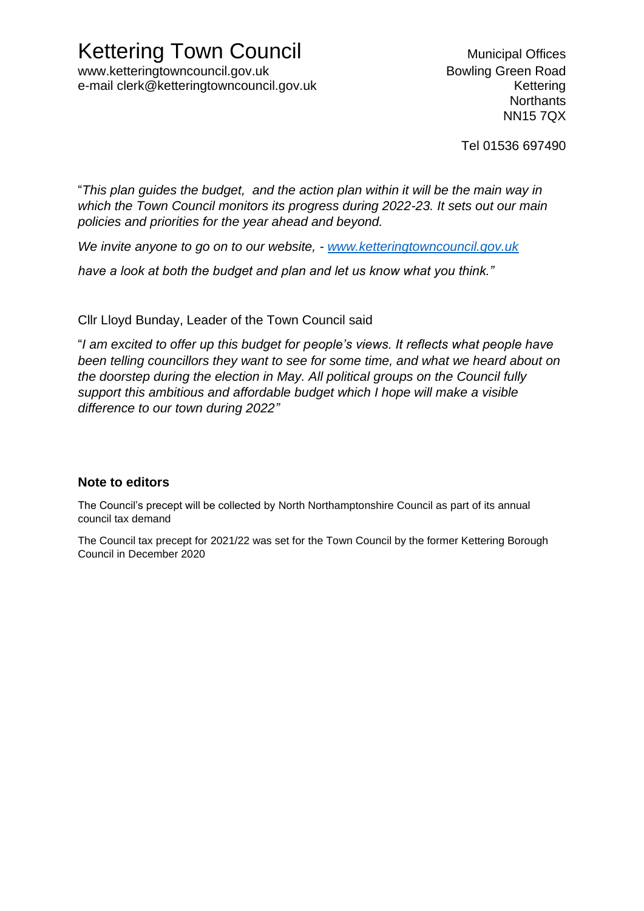# Kettering Town Council

www.ketteringtowncouncil.gov.uk
e-mail clerk@ketteringtowncouncil.gov.uk

Municipal Offices
Bowling Green Road
Kettering
Northants
NN15 7QX

Tel 01536 697490

"*This plan guides the budget, and the action plan within it will be the main way in which the Town Council monitors its progress during 2022-23. It sets out our main policies and priorities for the year ahead and beyond.*

*We invite anyone to go on to our website, - [www.ketteringtowncouncil.gov.uk](http://www.ketteringtowncouncil.gov.uk)*

*have a look at both the budget and plan and let us know what you think."*

Cllr Lloyd Bunday, Leader of the Town Council said

"*I am excited to offer up this budget for people's views. It reflects what people have been telling councillors they want to see for some time, and what we heard about on the doorstep during the election in May. All political groups on the Council fully support this ambitious and affordable budget which I hope will make a visible difference to our town during 2022"*

**Note to editors**

The Council's precept will be collected by North Northamptonshire Council as part of its annual council tax demand

The Council tax precept for 2021/22 was set for the Town Council by the former Kettering Borough Council in December 2020